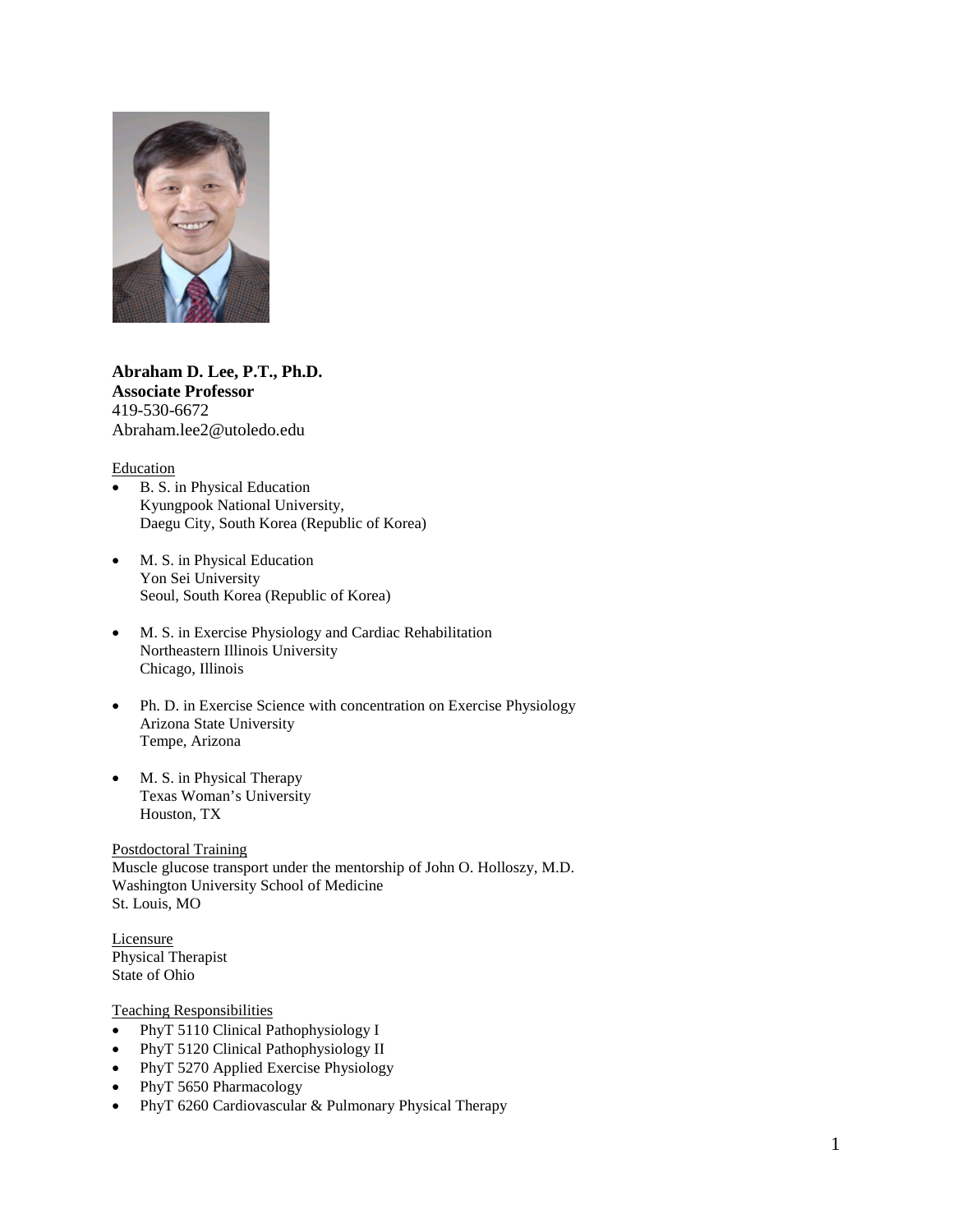**Abraham D. Lee, P.T., Ph.D.**
**Associate Professor**
419-530-6672
Abraham.lee2@utoledo.edu

Education

- B. S. in Physical Education
  Kyungpook National University,
  Daegu City, South Korea (Republic of Korea)

- M. S. in Physical Education
  Yon Sei University
  Seoul, South Korea (Republic of Korea)

- M. S. in Exercise Physiology and Cardiac Rehabilitation
  Northeastern Illinois University
  Chicago, Illinois

- Ph. D. in Exercise Science with concentration on Exercise Physiology
  Arizona State University
  Tempe, Arizona

- M. S. in Physical Therapy
  Texas Woman's University
  Houston, TX

Postdoctoral Training
Muscle glucose transport under the mentorship of John O. Holloszy, M.D.
Washington University School of Medicine
St. Louis, MO

Licensure
Physical Therapist
State of Ohio

Teaching Responsibilities

- PhyT 5110 Clinical Pathophysiology I
- PhyT 5120 Clinical Pathophysiology II
- PhyT 5270 Applied Exercise Physiology
- PhyT 5650 Pharmacology
- PhyT 6260 Cardiovascular & Pulmonary Physical Therapy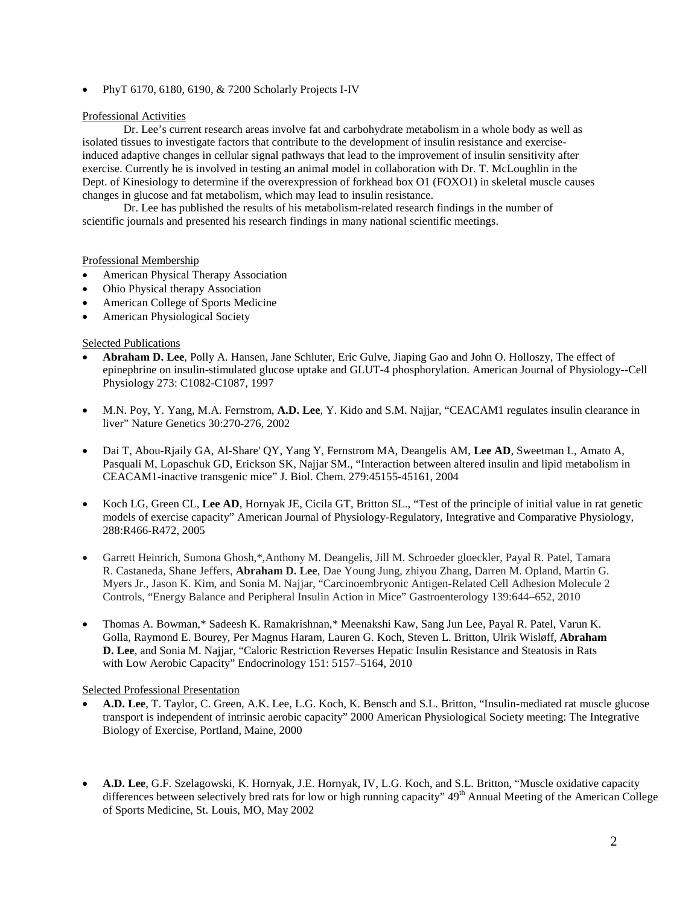- PhyT 6170, 6180, 6190, & 7200 Scholarly Projects I-IV

Professional Activities

Dr. Lee's current research areas involve fat and carbohydrate metabolism in a whole body as well as isolated tissues to investigate factors that contribute to the development of insulin resistance and exercise-induced adaptive changes in cellular signal pathways that lead to the improvement of insulin sensitivity after exercise. Currently he is involved in testing an animal model in collaboration with Dr. T. McLoughlin in the Dept. of Kinesiology to determine if the overexpression of forkhead box O1 (FOXO1) in skeletal muscle causes changes in glucose and fat metabolism, which may lead to insulin resistance.

Dr. Lee has published the results of his metabolism-related research findings in the number of scientific journals and presented his research findings in many national scientific meetings.

Professional Membership

- American Physical Therapy Association
- Ohio Physical therapy Association
- American College of Sports Medicine
- American Physiological Society

Selected Publications

- **Abraham D. Lee**, Polly A. Hansen, Jane Schluter, Eric Gulve, Jiaping Gao and John O. Holloszy, The effect of epinephrine on insulin-stimulated glucose uptake and GLUT-4 phosphorylation. American Journal of Physiology--Cell Physiology 273: C1082-C1087, 1997

- M.N. Poy, Y. Yang, M.A. Fernstrom, **A.D. Lee**, Y. Kido and S.M. Najjar, "CEACAM1 regulates insulin clearance in liver" Nature Genetics 30:270-276, 2002

- Dai T, Abou-Rjaily GA, Al-Share' QY, Yang Y, Fernstrom MA, Deangelis AM, **Lee AD**, Sweetman L, Amato A, Pasquali M, Lopaschuk GD, Erickson SK, Najjar SM., "Interaction between altered insulin and lipid metabolism in CEACAM1-inactive transgenic mice" J. Biol. Chem. 279:45155-45161, 2004

- Koch LG, Green CL, **Lee AD**, Hornyak JE, Cicila GT, Britton SL., "Test of the principle of initial value in rat genetic models of exercise capacity" American Journal of Physiology-Regulatory, Integrative and Comparative Physiology, 288:R466-R472, 2005

- Garrett Heinrich, Sumona Ghosh,*,Anthony M. Deangelis, Jill M. Schroeder gloeckler, Payal R. Patel, Tamara R. Castaneda, Shane Jeffers, **Abraham D. Lee**, Dae Young Jung, zhiyou Zhang, Darren M. Opland, Martin G. Myers Jr., Jason K. Kim, and Sonia M. Najjar, "Carcinoembryonic Antigen-Related Cell Adhesion Molecule 2 Controls, "Energy Balance and Peripheral Insulin Action in Mice" Gastroenterology 139:644–652, 2010

- Thomas A. Bowman,* Sadeesh K. Ramakrishnan,* Meenakshi Kaw, Sang Jun Lee, Payal R. Patel, Varun K. Golla, Raymond E. Bourey, Per Magnus Haram, Lauren G. Koch, Steven L. Britton, Ulrik Wisløff, **Abraham D. Lee**, and Sonia M. Najjar, "Caloric Restriction Reverses Hepatic Insulin Resistance and Steatosis in Rats with Low Aerobic Capacity" Endocrinology 151: 5157–5164, 2010

Selected Professional Presentation

- **A.D. Lee**, T. Taylor, C. Green, A.K. Lee, L.G. Koch, K. Bensch and S.L. Britton, "Insulin-mediated rat muscle glucose transport is independent of intrinsic aerobic capacity" 2000 American Physiological Society meeting: The Integrative Biology of Exercise, Portland, Maine, 2000

- **A.D. Lee**, G.F. Szelagowski, K. Hornyak, J.E. Hornyak, IV, L.G. Koch, and S.L. Britton, "Muscle oxidative capacity differences between selectively bred rats for low or high running capacity" 49th Annual Meeting of the American College of Sports Medicine, St. Louis, MO, May 2002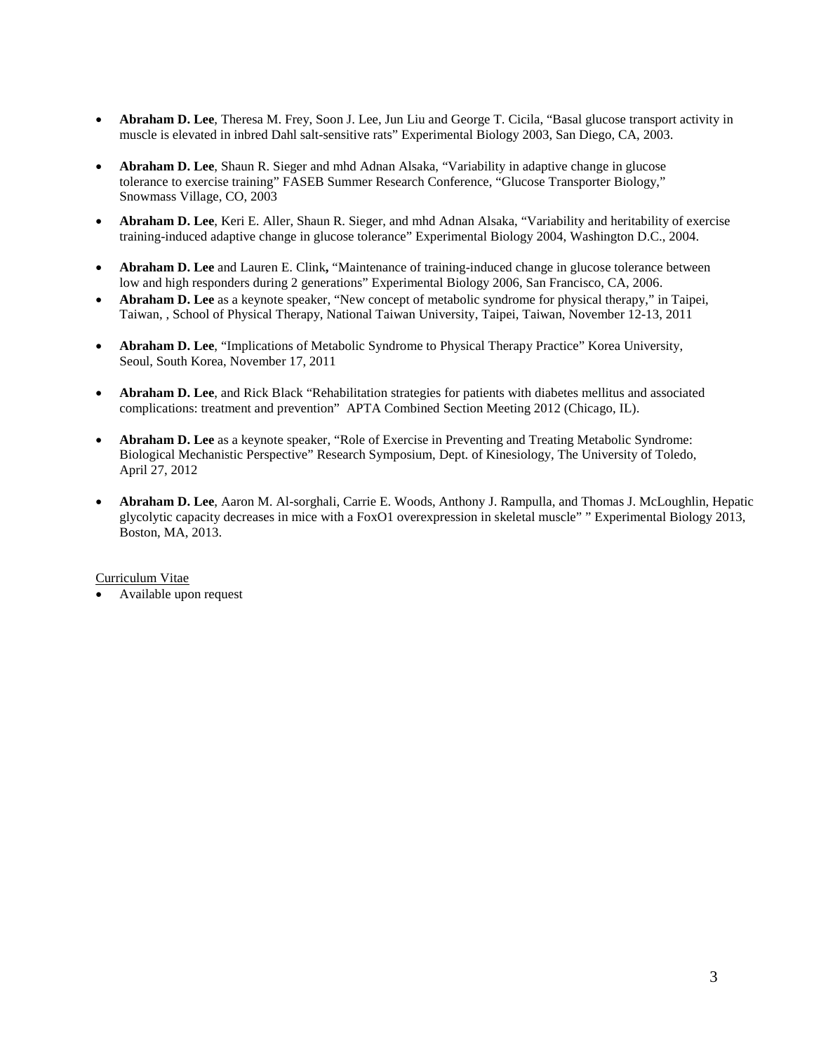- **Abraham D. Lee**, Theresa M. Frey, Soon J. Lee, Jun Liu and George T. Cicila, "Basal glucose transport activity in muscle is elevated in inbred Dahl salt-sensitive rats" Experimental Biology 2003, San Diego, CA, 2003.

- **Abraham D. Lee**, Shaun R. Sieger and mhd Adnan Alsaka, "Variability in adaptive change in glucose tolerance to exercise training" FASEB Summer Research Conference, "Glucose Transporter Biology," Snowmass Village, CO, 2003

- **Abraham D. Lee**, Keri E. Aller, Shaun R. Sieger, and mhd Adnan Alsaka, "Variability and heritability of exercise training-induced adaptive change in glucose tolerance" Experimental Biology 2004, Washington D.C., 2004.

- **Abraham D. Lee** and Lauren E. Clink**,** "Maintenance of training-induced change in glucose tolerance between low and high responders during 2 generations" Experimental Biology 2006, San Francisco, CA, 2006.
- **Abraham D. Lee** as a keynote speaker, "New concept of metabolic syndrome for physical therapy," in Taipei, Taiwan, , School of Physical Therapy, National Taiwan University, Taipei, Taiwan, November 12-13, 2011

- **Abraham D. Lee**, "Implications of Metabolic Syndrome to Physical Therapy Practice" Korea University, Seoul, South Korea, November 17, 2011

- **Abraham D. Lee**, and Rick Black "Rehabilitation strategies for patients with diabetes mellitus and associated complications: treatment and prevention" APTA Combined Section Meeting 2012 (Chicago, IL).

- **Abraham D. Lee** as a keynote speaker, "Role of Exercise in Preventing and Treating Metabolic Syndrome: Biological Mechanistic Perspective" Research Symposium, Dept. of Kinesiology, The University of Toledo, April 27, 2012

- **Abraham D. Lee**, Aaron M. Al-sorghali, Carrie E. Woods, Anthony J. Rampulla, and Thomas J. McLoughlin, Hepatic glycolytic capacity decreases in mice with a FoxO1 overexpression in skeletal muscle" " Experimental Biology 2013, Boston, MA, 2013.

<u>Curriculum Vitae</u>

- Available upon request